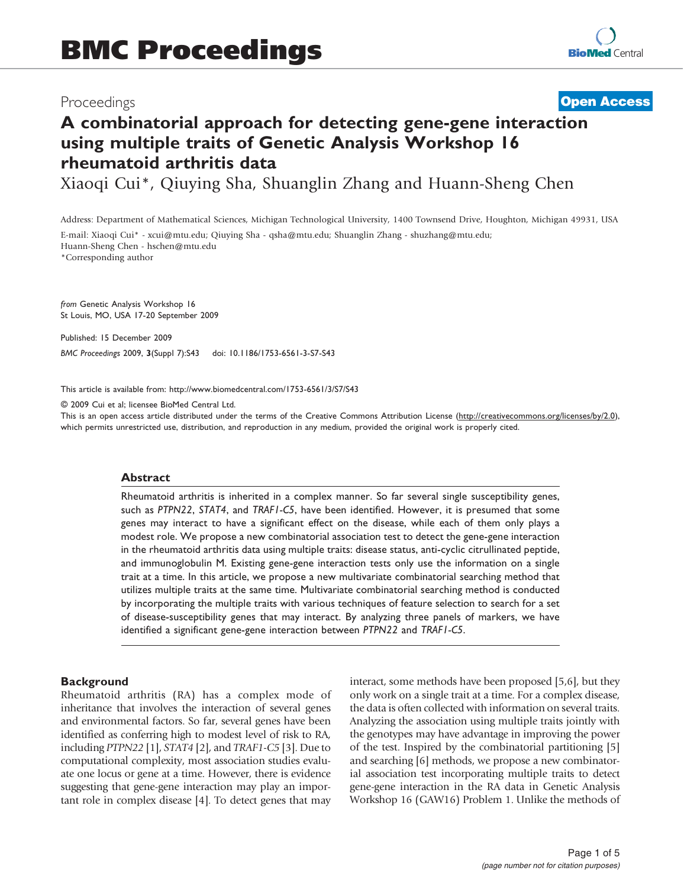# A combinatorial approach for detecting gene-gene interaction using multiple traits of Genetic Analysis Workshop 16 rheumatoid arthritis data

Xiaoqi Cui*, Qiuying Sha, Shuanglin Zhang and Huann-Sheng Chen

Address: Department of Mathematical Sciences, Michigan Technological University, 1400 Townsend Drive, Houghton, Michigan 49931, USA

E-mail: Xiaoqi Cui* - xcui@mtu.edu; Qiuying Sha - qsha@mtu.edu; Shuanglin Zhang - shuzhang@mtu.edu; Huann-Sheng Chen - hschen@mtu.edu

*Corresponding author

*from* Genetic Analysis Workshop 16
St Louis, MO, USA 17-20 September 2009

Published: 15 December 2009

*BMC Proceedings* 2009, **3**(Suppl 7):S43 doi: 10.1186/1753-6561-3-S7-S43

This article is available from: http://www.biomedcentral.com/1753-6561/3/S7/S43

© 2009 Cui et al; licensee BioMed Central Ltd.

This is an open access article distributed under the terms of the Creative Commons Attribution License (http://creativecommons.org/licenses/by/2.0), which permits unrestricted use, distribution, and reproduction in any medium, provided the original work is properly cited.

## Abstract

Rheumatoid arthritis is inherited in a complex manner. So far several single susceptibility genes, such as *PTPN22*, *STAT4*, and *TRAF1-C5*, have been identified. However, it is presumed that some genes may interact to have a significant effect on the disease, while each of them only plays a modest role. We propose a new combinatorial association test to detect the gene-gene interaction in the rheumatoid arthritis data using multiple traits: disease status, anti-cyclic citrullinated peptide, and immunoglobulin M. Existing gene-gene interaction tests only use the information on a single trait at a time. In this article, we propose a new multivariate combinatorial searching method that utilizes multiple traits at the same time. Multivariate combinatorial searching method is conducted by incorporating the multiple traits with various techniques of feature selection to search for a set of disease-susceptibility genes that may interact. By analyzing three panels of markers, we have identified a significant gene-gene interaction between *PTPN22* and *TRAF1-C5*.

## Background

Rheumatoid arthritis (RA) has a complex mode of inheritance that involves the interaction of several genes and environmental factors. So far, several genes have been identified as conferring high to modest level of risk to RA, including *PTPN22* [1], *STAT4* [2], and *TRAF1-C5* [3]. Due to computational complexity, most association studies evaluate one locus or gene at a time. However, there is evidence suggesting that gene-gene interaction may play an important role in complex disease [4]. To detect genes that may interact, some methods have been proposed [5,6], but they only work on a single trait at a time. For a complex disease, the data is often collected with information on several traits. Analyzing the association using multiple traits jointly with the genotypes may have advantage in improving the power of the test. Inspired by the combinatorial partitioning [5] and searching [6] methods, we propose a new combinatorial association test incorporating multiple traits to detect gene-gene interaction in the RA data in Genetic Analysis Workshop 16 (GAW16) Problem 1. Unlike the methods of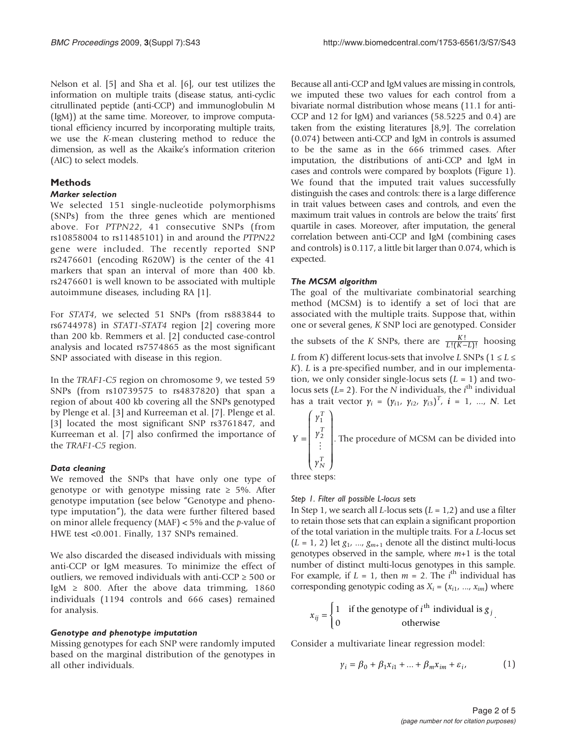Nelson et al. [5] and Sha et al. [6], our test utilizes the information on multiple traits (disease status, anti-cyclic citrullinated peptide (anti-CCP) and immunoglobulin M (IgM)) at the same time. Moreover, to improve computational efficiency incurred by incorporating multiple traits, we use the *K*-mean clustering method to reduce the dimension, as well as the Akaike's information criterion (AIC) to select models.

## Methods

### *Marker selection*

We selected 151 single-nucleotide polymorphisms (SNPs) from the three genes which are mentioned above. For *PTPN22*, 41 consecutive SNPs (from rs10858004 to rs11485101) in and around the *PTPN22* gene were included. The recently reported SNP rs2476601 (encoding R620W) is the center of the 41 markers that span an interval of more than 400 kb. rs2476601 is well known to be associated with multiple autoimmune diseases, including RA [1].

For *STAT4*, we selected 51 SNPs (from rs883844 to rs6744978) in *STAT1-STAT4* region [2] covering more than 200 kb. Remmers et al. [2] conducted case-control analysis and located rs7574865 as the most significant SNP associated with disease in this region.

In the *TRAF1-C5* region on chromosome 9, we tested 59 SNPs (from rs10739575 to rs4837820) that span a region of about 400 kb covering all the SNPs genotyped by Plenge et al. [3] and Kurreeman et al. [7]. Plenge et al. [3] located the most significant SNP rs3761847, and Kurreeman et al. [7] also confirmed the importance of the *TRAF1-C5* region.

### *Data cleaning*

We removed the SNPs that have only one type of genotype or with genotype missing rate ≥ 5%. After genotype imputation (see below "Genotype and phenotype imputation"), the data were further filtered based on minor allele frequency (MAF) < 5% and the *p*-value of HWE test <0.001. Finally, 137 SNPs remained.

We also discarded the diseased individuals with missing anti-CCP or IgM measures. To minimize the effect of outliers, we removed individuals with anti-CCP ≥ 500 or IgM ≥ 800. After the above data trimming, 1860 individuals (1194 controls and 666 cases) remained for analysis.

### *Genotype and phenotype imputation*

Missing genotypes for each SNP were randomly imputed based on the marginal distribution of the genotypes in all other individuals.

Because all anti-CCP and IgM values are missing in controls, we imputed these two values for each control from a bivariate normal distribution whose means (11.1 for anti-CCP and 12 for IgM) and variances (58.5225 and 0.4) are taken from the existing literatures [8,9]. The correlation (0.074) between anti-CCP and IgM in controls is assumed to be the same as in the 666 trimmed cases. After imputation, the distributions of anti-CCP and IgM in cases and controls were compared by boxplots (Figure 1). We found that the imputed trait values successfully distinguish the cases and controls: there is a large difference in trait values between cases and controls, and even the maximum trait values in controls are below the traits' first quartile in cases. Moreover, after imputation, the general correlation between anti-CCP and IgM (combining cases and controls) is 0.117, a little bit larger than 0.074, which is expected.

### *The MCSM algorithm*

The goal of the multivariate combinatorial searching method (MCSM) is to identify a set of loci that are associated with the multiple traits. Suppose that, within one or several genes, $K$ SNP loci are genotyped. Consider the subsets of the $K$ SNPs, there are $\frac{K!}{L!(K-L)!}$ hoosing $L$ from $K$) different locus-sets that involve $L$ SNPs ($1 \le L \le K$). $L$ is a pre-specified number, and in our implementation, we only consider single-locus sets ($L = 1$) and two-locus sets ($L = 2$). For the $N$ individuals, the $i^{\text{th}}$ individual has a trait vector $y_i = (y_{i1}, y_{i2}, y_{i3})^T$, $i = 1, \ldots, N$. Let $Y = \begin{pmatrix} y_1^T \\ y_2^T \\ \vdots \\ y_N^T \end{pmatrix}$. The procedure of MCSM can be divided into three steps:

#### *Step 1. Filter all possible L-locus sets*

In Step 1, we search all $L$-locus sets ($L = 1,2$) and use a filter to retain those sets that can explain a significant proportion of the total variation in the multiple traits. For a $L$-locus set ($L = 1, 2$) let $g_1, \ldots, g_{m+1}$ denote all the distinct multi-locus genotypes observed in the sample, where $m$+1 is the total number of distinct multi-locus genotypes in this sample. For example, if $L = 1$, then $m = 2$. The $i^{\text{th}}$ individual has corresponding genotypic coding as $X_i = (x_{i1}, \ldots, x_{im})$ where

$$x_{ij} = \begin{cases} 1 & \text{if the genotype of } i^{\text{th}} \text{ individual is } g_j \\ 0 & \text{otherwise} \end{cases}.$$

Consider a multivariate linear regression model:

$$y_i = \beta_0 + \beta_1 x_{i1} + \ldots + \beta_m x_{im} + \varepsilon_i, \tag{1}$$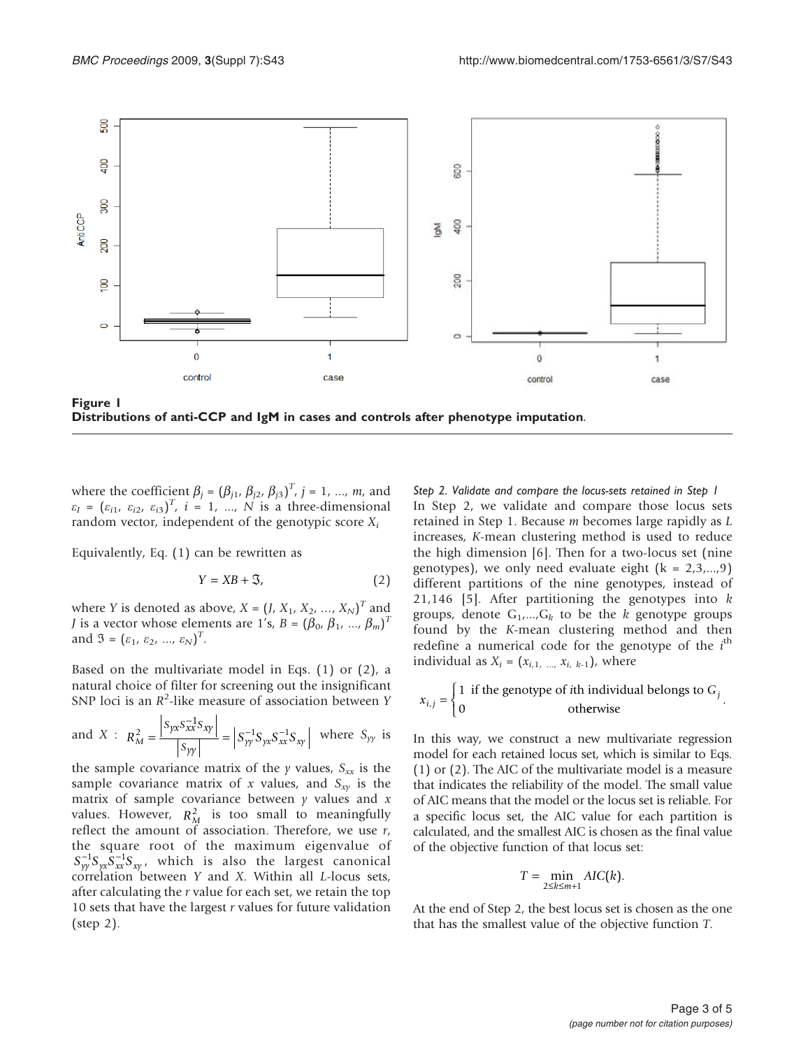**Figure 1**
**Distributions of anti-CCP and IgM in cases and controls after phenotype imputation**.

where the coefficient $\beta_j = (\beta_{j1}, \beta_{j2}, \beta_{j3})^T$, $j = 1, ..., m$, and $\varepsilon_I = (\varepsilon_{i1}, \varepsilon_{i2}, \varepsilon_{i3})^T$, $i = 1, ..., N$ is a three-dimensional random vector, independent of the genotypic score $X_i$

Equivalently, Eq. (1) can be rewritten as

$$Y = XB + \Im, \tag{2}$$

where $Y$ is denoted as above, $X = (J, X_1, X_2, ..., X_N)^T$ and $J$ is a vector whose elements are 1's, $B = (\beta_0, \beta_1, ..., \beta_m)^T$ and $\Im = (\varepsilon_1, \varepsilon_2, ..., \varepsilon_N)^T$.

Based on the multivariate model in Eqs. (1) or (2), a natural choice of filter for screening out the insignificant SNP loci is an $R^2$-like measure of association between $Y$ and $X$ : $R_M^2 = \frac{\left|S_{yx}S_{xx}^{-1}S_{xy}\right|}{\left|S_{yy}\right|} = \left|S_{yy}^{-1}S_{yx}S_{xx}^{-1}S_{xy}\right|$ where $S_{yy}$ is the sample covariance matrix of the $y$ values, $S_{xx}$ is the sample covariance matrix of $x$ values, and $S_{xy}$ is the matrix of sample covariance between $y$ values and $x$ values. However, $R_M^2$ is too small to meaningfully reflect the amount of association. Therefore, we use $r$, the square root of the maximum eigenvalue of $S_{yy}^{-1}S_{yx}S_{xx}^{-1}S_{xy}$, which is also the largest canonical correlation between $Y$ and $X$. Within all $L$-locus sets, after calculating the $r$ value for each set, we retain the top 10 sets that have the largest $r$ values for future validation (step 2).

*Step 2. Validate and compare the locus-sets retained in Step 1*

In Step 2, we validate and compare those locus sets retained in Step 1. Because $m$ becomes large rapidly as $L$ increases, $K$-mean clustering method is used to reduce the high dimension [6]. Then for a two-locus set (nine genotypes), we only need evaluate eight (k = 2,3,...,9) different partitions of the nine genotypes, instead of 21,146 [5]. After partitioning the genotypes into $k$ groups, denote $G_1,...,G_k$ to be the $k$ genotype groups found by the $K$-mean clustering method and then redefine a numerical code for the genotype of the $i^{\text{th}}$ individual as $X_i = (x_{i,1,} \ldots, x_{i,\, k-1})$, where

$$x_{i,j} = \begin{cases} 1 & \text{if the genotype of } i\text{th individual belongs to } G_j \\ 0 & \text{otherwise} \end{cases}.$$

In this way, we construct a new multivariate regression model for each retained locus set, which is similar to Eqs. (1) or (2). The AIC of the multivariate model is a measure that indicates the reliability of the model. The small value of AIC means that the model or the locus set is reliable. For a specific locus set, the AIC value for each partition is calculated, and the smallest AIC is chosen as the final value of the objective function of that locus set:

$$T = \min_{2 \le k \le m+1} AIC(k).$$

At the end of Step 2, the best locus set is chosen as the one that has the smallest value of the objective function $T$.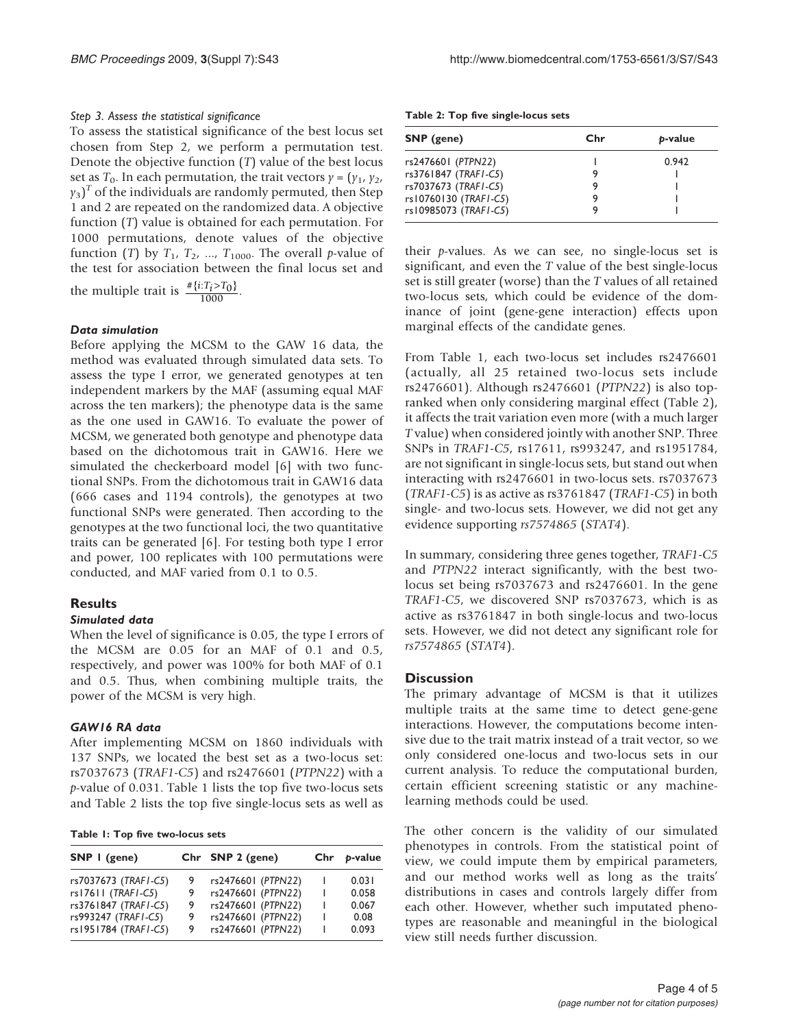*Step 3. Assess the statistical significance*

To assess the statistical significance of the best locus set chosen from Step 2, we perform a permutation test. Denote the objective function ($T$) value of the best locus set as $T_0$. In each permutation, the trait vectors $y = (y_1, y_2, y_3)^T$ of the individuals are randomly permuted, then Step 1 and 2 are repeated on the randomized data. A objective function ($T$) value is obtained for each permutation. For 1000 permutations, denote values of the objective function ($T$) by $T_1$, $T_2$, ..., $T_{1000}$. The overall $p$-value of the test for association between the final locus set and the multiple trait is $\frac{\#\{i: T_i > T_0\}}{1000}$.

### Data simulation

Before applying the MCSM to the GAW 16 data, the method was evaluated through simulated data sets. To assess the type I error, we generated genotypes at ten independent markers by the MAF (assuming equal MAF across the ten markers); the phenotype data is the same as the one used in GAW16. To evaluate the power of MCSM, we generated both genotype and phenotype data based on the dichotomous trait in GAW16. Here we simulated the checkerboard model [6] with two functional SNPs. From the dichotomous trait in GAW16 data (666 cases and 1194 controls), the genotypes at two functional SNPs were generated. Then according to the genotypes at the two functional loci, the two quantitative traits can be generated [6]. For testing both type I error and power, 100 replicates with 100 permutations were conducted, and MAF varied from 0.1 to 0.5.

## Results

### Simulated data

When the level of significance is 0.05, the type I errors of the MCSM are 0.05 for an MAF of 0.1 and 0.5, respectively, and power was 100% for both MAF of 0.1 and 0.5. Thus, when combining multiple traits, the power of the MCSM is very high.

### GAW16 RA data

After implementing MCSM on 1860 individuals with 137 SNPs, we located the best set as a two-locus set: rs7037673 (*TRAF1-C5*) and rs2476601 (*PTPN22*) with a $p$-value of 0.031. Table 1 lists the top five two-locus sets and Table 2 lists the top five single-locus sets as well as their $p$-values. As we can see, no single-locus set is significant, and even the $T$ value of the best single-locus set is still greater (worse) than the $T$ values of all retained two-locus sets, which could be evidence of the dominance of joint (gene-gene interaction) effects upon marginal effects of the candidate genes.

**Table 1: Top five two-locus sets**

| SNP 1 (gene) | Chr | SNP 2 (gene) | Chr | $p$-value |
|---|---|---|---|---|
| rs7037673 (*TRAF1-C5*) | 9 | rs2476601 (*PTPN22*) | 1 | 0.031 |
| rs17611 (*TRAF1-C5*) | 9 | rs2476601 (*PTPN22*) | 1 | 0.058 |
| rs3761847 (*TRAF1-C5*) | 9 | rs2476601 (*PTPN22*) | 1 | 0.067 |
| rs993247 (*TRAF1-C5*) | 9 | rs2476601 (*PTPN22*) | 1 | 0.08 |
| rs1951784 (*TRAF1-C5*) | 9 | rs2476601 (*PTPN22*) | 1 | 0.093 |

**Table 2: Top five single-locus sets**

| SNP (gene) | Chr | $p$-value |
|---|---|---|
| rs2476601 (*PTPN22*) | 1 | 0.942 |
| rs3761847 (*TRAF1-C5*) | 9 | 1 |
| rs7037673 (*TRAF1-C5*) | 9 | 1 |
| rs10760130 (*TRAF1-C5*) | 9 | 1 |
| rs10985073 (*TRAF1-C5*) | 9 | 1 |

From Table 1, each two-locus set includes rs2476601 (actually, all 25 retained two-locus sets include rs2476601). Although rs2476601 (*PTPN22*) is also top-ranked when only considering marginal effect (Table 2), it affects the trait variation even more (with a much larger $T$ value) when considered jointly with another SNP. Three SNPs in *TRAF1-C5*, rs17611, rs993247, and rs1951784, are not significant in single-locus sets, but stand out when interacting with rs2476601 in two-locus sets. rs7037673 (*TRAF1-C5*) is as active as rs3761847 (*TRAF1-C5*) in both single- and two-locus sets. However, we did not get any evidence supporting *rs7574865* (*STAT4*).

In summary, considering three genes together, *TRAF1-C5* and *PTPN22* interact significantly, with the best two-locus set being rs7037673 and rs2476601. In the gene *TRAF1-C5*, we discovered SNP rs7037673, which is as active as rs3761847 in both single-locus and two-locus sets. However, we did not detect any significant role for *rs7574865* (*STAT4*).

## Discussion

The primary advantage of MCSM is that it utilizes multiple traits at the same time to detect gene-gene interactions. However, the computations become intensive due to the trait matrix instead of a trait vector, so we only considered one-locus and two-locus sets in our current analysis. To reduce the computational burden, certain efficient screening statistic or any machine-learning methods could be used.

The other concern is the validity of our simulated phenotypes in controls. From the statistical point of view, we could impute them by empirical parameters, and our method works well as long as the traits' distributions in cases and controls largely differ from each other. However, whether such imputated phenotypes are reasonable and meaningful in the biological view still needs further discussion.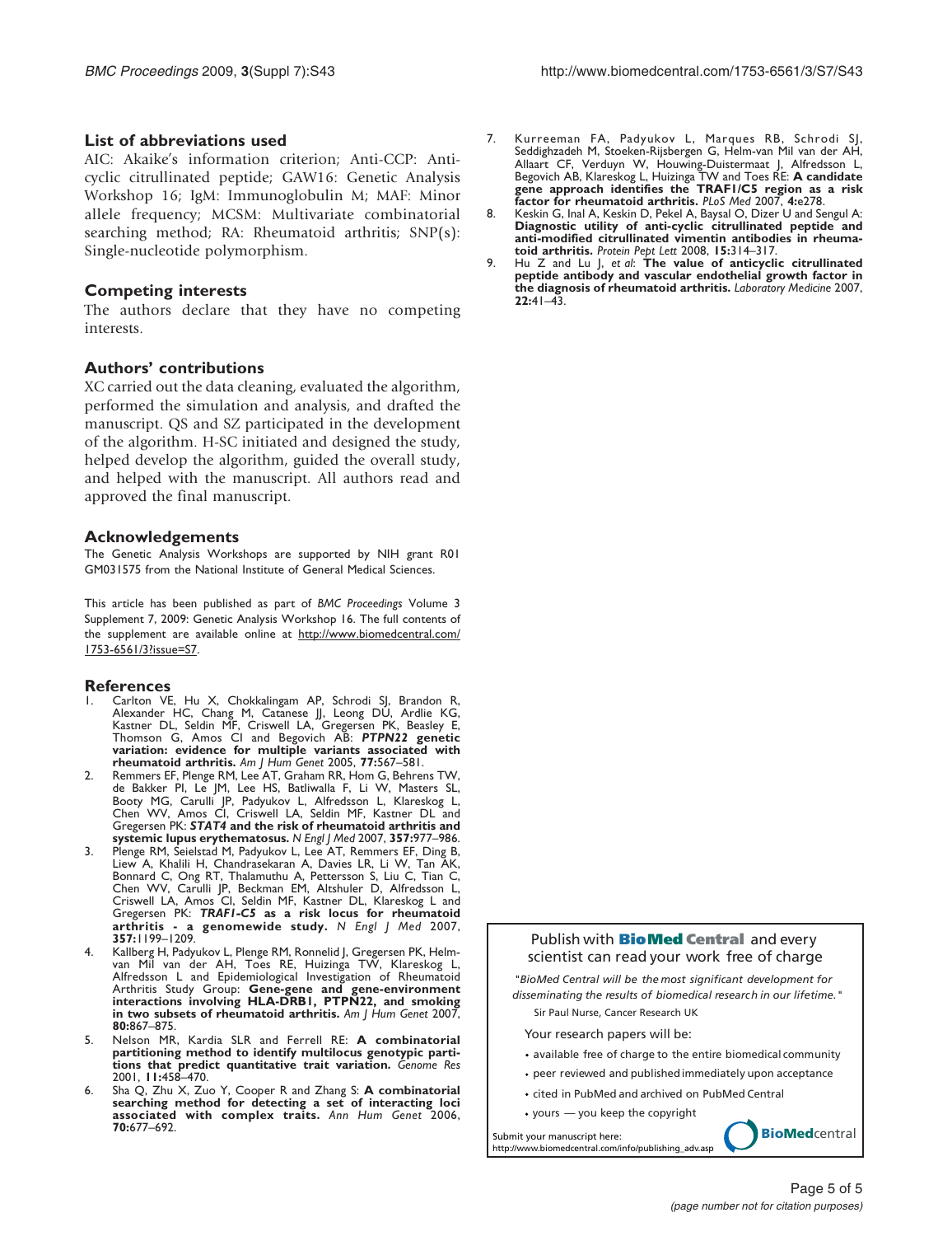## List of abbreviations used

AIC: Akaike's information criterion; Anti-CCP: Anti-cyclic citrullinated peptide; GAW16: Genetic Analysis Workshop 16; IgM: Immunoglobulin M; MAF: Minor allele frequency; MCSM: Multivariate combinatorial searching method; RA: Rheumatoid arthritis; SNP(s): Single-nucleotide polymorphism.

## Competing interests

The authors declare that they have no competing interests.

## Authors' contributions

XC carried out the data cleaning, evaluated the algorithm, performed the simulation and analysis, and drafted the manuscript. QS and SZ participated in the development of the algorithm. H-SC initiated and designed the study, helped develop the algorithm, guided the overall study, and helped with the manuscript. All authors read and approved the final manuscript.

## Acknowledgements

The Genetic Analysis Workshops are supported by NIH grant R01 GM031575 from the National Institute of General Medical Sciences.

This article has been published as part of *BMC Proceedings* Volume 3 Supplement 7, 2009: Genetic Analysis Workshop 16. The full contents of the supplement are available online at http://www.biomedcentral.com/1753-6561/3?issue=S7.

## References

1. Carlton VE, Hu X, Chokkalingam AP, Schrodi SJ, Brandon R, Alexander HC, Chang M, Catanese JJ, Leong DU, Ardlie KG, Kastner DL, Seldin MF, Criswell LA, Gregersen PK, Beasley E, Thomson G, Amos CI and Begovich AB: ***PTPN22* genetic variation: evidence for multiple variants associated with rheumatoid arthritis.** *Am J Hum Genet* 2005, **77:**567–581.
2. Remmers EF, Plenge RM, Lee AT, Graham RR, Hom G, Behrens TW, de Bakker PI, Le JM, Lee HS, Batliwalla F, Li W, Masters SL, Booty MG, Carulli JP, Padyukov L, Alfredsson L, Klareskog L, Chen WV, Amos CI, Criswell LA, Seldin MF, Kastner DL and Gregersen PK: ***STAT4* and the risk of rheumatoid arthritis and systemic lupus erythematosus.** *N Engl J Med* 2007, **357:**977–986.
3. Plenge RM, Seielstad M, Padyukov L, Lee AT, Remmers EF, Ding B, Liew A, Khalili H, Chandrasekaran A, Davies LR, Li W, Tan AK, Bonnard C, Ong RT, Thalamuthu A, Pettersson S, Liu C, Tian C, Chen WV, Carulli JP, Beckman EM, Altshuler D, Alfredsson L, Criswell LA, Amos CI, Seldin MF, Kastner DL, Klareskog L and Gregersen PK: ***TRAF1-C5* as a risk locus for rheumatoid arthritis - a genomewide study.** *N Engl J Med* 2007, **357:**1199–1209.
4. Kallberg H, Padyukov L, Plenge RM, Ronnelid J, Gregersen PK, Helm-van Mil van der AH, Toes RE, Huizinga TW, Klareskog L, Alfredsson L and Epidemiological Investigation of Rheumatoid Arthritis Study Group: **Gene-gene and gene-environment interactions involving HLA-DRB1, PTPN22, and smoking in two subsets of rheumatoid arthritis.** *Am J Hum Genet* 2007, **80:**867–875.
5. Nelson MR, Kardia SLR and Ferrell RE: **A combinatorial partitioning method to identify multilocus genotypic partitions that predict quantitative trait variation.** *Genome Res* 2001, **11:**458–470.
6. Sha Q, Zhu X, Zuo Y, Cooper R and Zhang S: **A combinatorial searching method for detecting a set of interacting loci associated with complex traits.** *Ann Hum Genet* 2006, **70:**677–692.
7. Kurreeman FA, Padyukov L, Marques RB, Schrodi SJ, Seddighzadeh M, Stoeken-Rijsbergen G, Helm-van Mil van der AH, Allaart CF, Verduyn W, Houwing-Duistermaat J, Alfredsson L, Begovich AB, Klareskog L, Huizinga TW and Toes RE: **A candidate gene approach identifies the TRAF1/C5 region as a risk factor for rheumatoid arthritis.** *PLoS Med* 2007, **4:**e278.
8. Keskin G, Inal A, Keskin D, Pekel A, Baysal O, Dizer U and Sengul A: **Diagnostic utility of anti-cyclic citrullinated peptide and anti-modified citrullinated vimentin antibodies in rheumatoid arthritis.** *Protein Pept Lett* 2008, **15:**314–317.
9. Hu Z and Lu J, *et al*: **The value of anticyclic citrullinated peptide antibody and vascular endothelial growth factor in the diagnosis of rheumatoid arthritis.** *Laboratory Medicine* 2007, **22:**41–43.

Publish with **BioMed Central** and every scientist can read your work free of charge

*"BioMed Central will be the most significant development for disseminating the results of biomedical research in our lifetime."*

Sir Paul Nurse, Cancer Research UK

Your research papers will be:

- available free of charge to the entire biomedical community
- peer reviewed and published immediately upon acceptance
- cited in PubMed and archived on PubMed Central
- yours — you keep the copyright

Submit your manuscript here:
http://www.biomedcentral.com/info/publishing_adv.asp

BioMedcentral